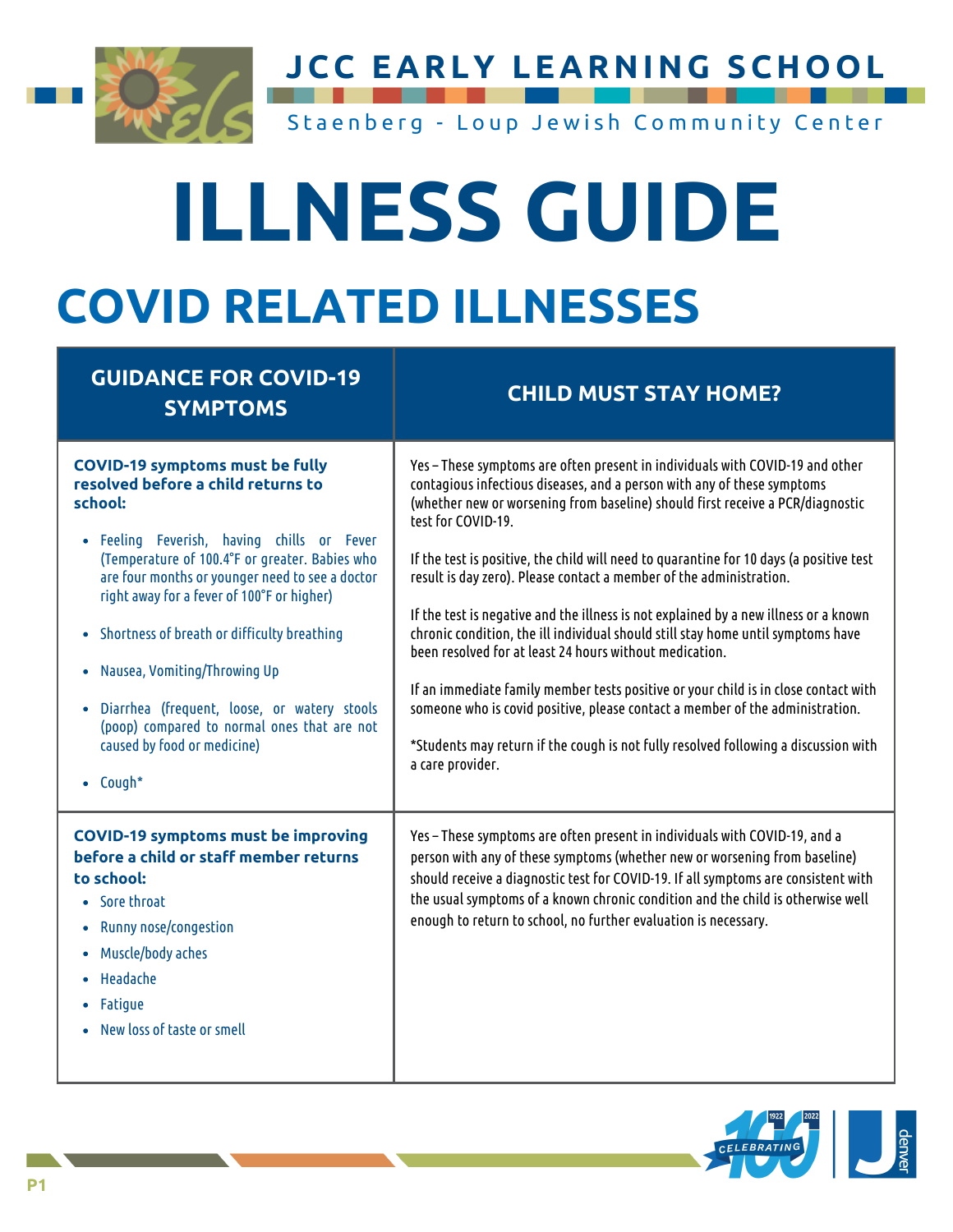# JCC EARLY LEARNING SCHOOL

Staenberg - Loup Jewish Community Center

# ILLNESS GUIDE

## COVID RELATED ILLNESSES

| GUIDANCE FOR COVID-19 SYMPTOMS | CHILD MUST STAY HOME? |
|---|---|
| **COVID-19 symptoms must be fully resolved before a child returns to school:**<br>• Feeling Feverish, having chills or Fever (Temperature of 100.4°F or greater. Babies who are four months or younger need to see a doctor right away for a fever of 100°F or higher)<br>• Shortness of breath or difficulty breathing<br>• Nausea, Vomiting/Throwing Up<br>• Diarrhea (frequent, loose, or watery stools (poop) compared to normal ones that are not caused by food or medicine)<br>• Cough* | Yes – These symptoms are often present in individuals with COVID-19 and other contagious infectious diseases, and a person with any of these symptoms (whether new or worsening from baseline) should first receive a PCR/diagnostic test for COVID-19.<br><br>If the test is positive, the child will need to quarantine for 10 days (a positive test result is day zero). Please contact a member of the administration.<br><br>If the test is negative and the illness is not explained by a new illness or a known chronic condition, the ill individual should still stay home until symptoms have been resolved for at least 24 hours without medication.<br><br>If an immediate family member tests positive or your child is in close contact with someone who is covid positive, please contact a member of the administration.<br><br>*Students may return if the cough is not fully resolved following a discussion with a care provider. |
| **COVID-19 symptoms must be improving before a child or staff member returns to school:**<br>• Sore throat<br>• Runny nose/congestion<br>• Muscle/body aches<br>• Headache<br>• Fatigue<br>• New loss of taste or smell | Yes – These symptoms are often present in individuals with COVID-19, and a person with any of these symptoms (whether new or worsening from baseline) should receive a diagnostic test for COVID-19. If all symptoms are consistent with the usual symptoms of a known chronic condition and the child is otherwise well enough to return to school, no further evaluation is necessary. |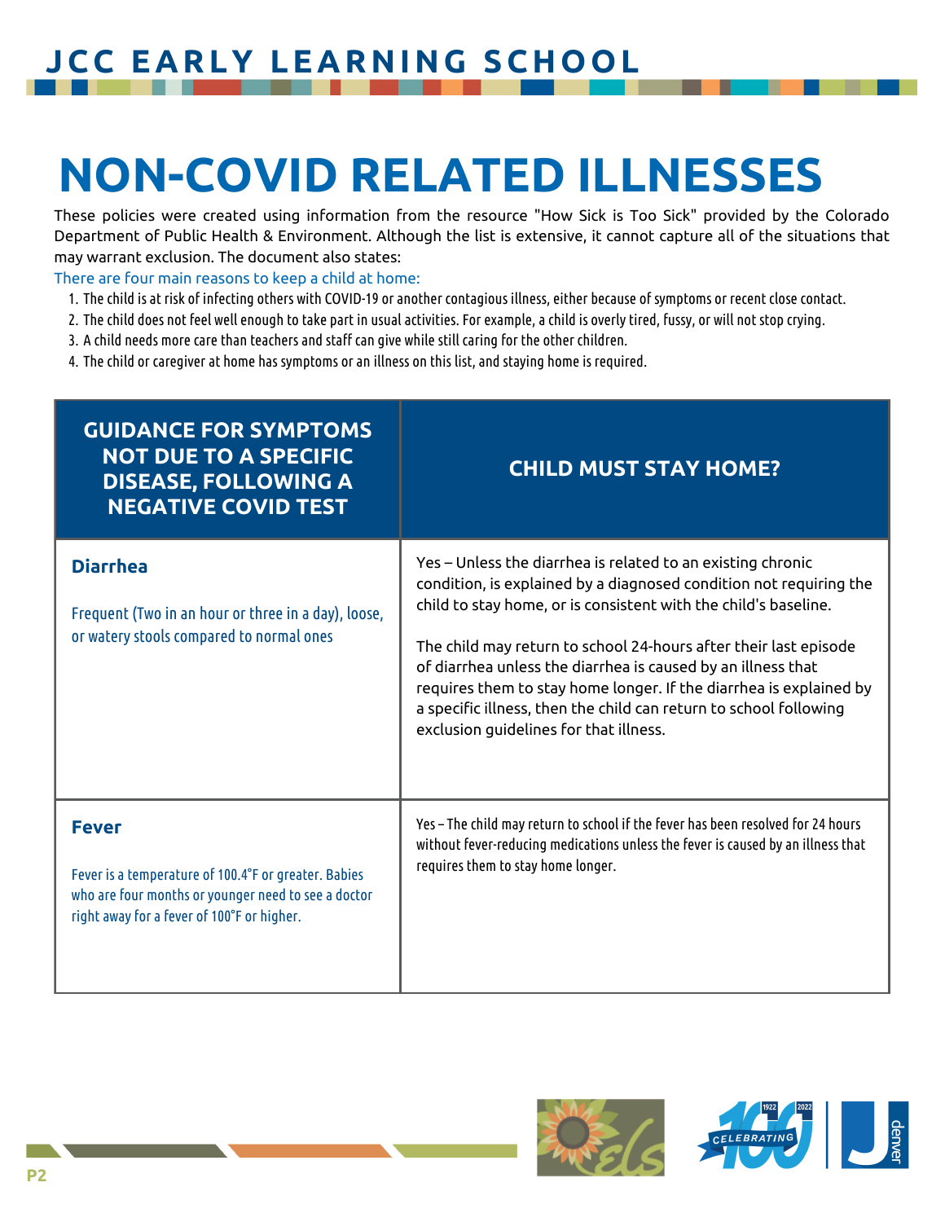# NON-COVID RELATED ILLNESSES

These policies were created using information from the resource "How Sick is Too Sick" provided by the Colorado Department of Public Health & Environment. Although the list is extensive, it cannot capture all of the situations that may warrant exclusion. The document also states:

There are four main reasons to keep a child at home:

1. The child is at risk of infecting others with COVID-19 or another contagious illness, either because of symptoms or recent close contact.
2. The child does not feel well enough to take part in usual activities. For example, a child is overly tired, fussy, or will not stop crying.
3. A child needs more care than teachers and staff can give while still caring for the other children.
4. The child or caregiver at home has symptoms or an illness on this list, and staying home is required.

| GUIDANCE FOR SYMPTOMS NOT DUE TO A SPECIFIC DISEASE, FOLLOWING A NEGATIVE COVID TEST | CHILD MUST STAY HOME? |
| --- | --- |
| **Diarrhea**<br><br>Frequent (Two in an hour or three in a day), loose, or watery stools compared to normal ones | Yes – Unless the diarrhea is related to an existing chronic condition, is explained by a diagnosed condition not requiring the child to stay home, or is consistent with the child's baseline.<br><br>The child may return to school 24-hours after their last episode of diarrhea unless the diarrhea is caused by an illness that requires them to stay home longer. If the diarrhea is explained by a specific illness, then the child can return to school following exclusion guidelines for that illness. |
| **Fever**<br><br>Fever is a temperature of 100.4°F or greater. Babies who are four months or younger need to see a doctor right away for a fever of 100°F or higher. | Yes – The child may return to school if the fever has been resolved for 24 hours without fever-reducing medications unless the fever is caused by an illness that requires them to stay home longer. |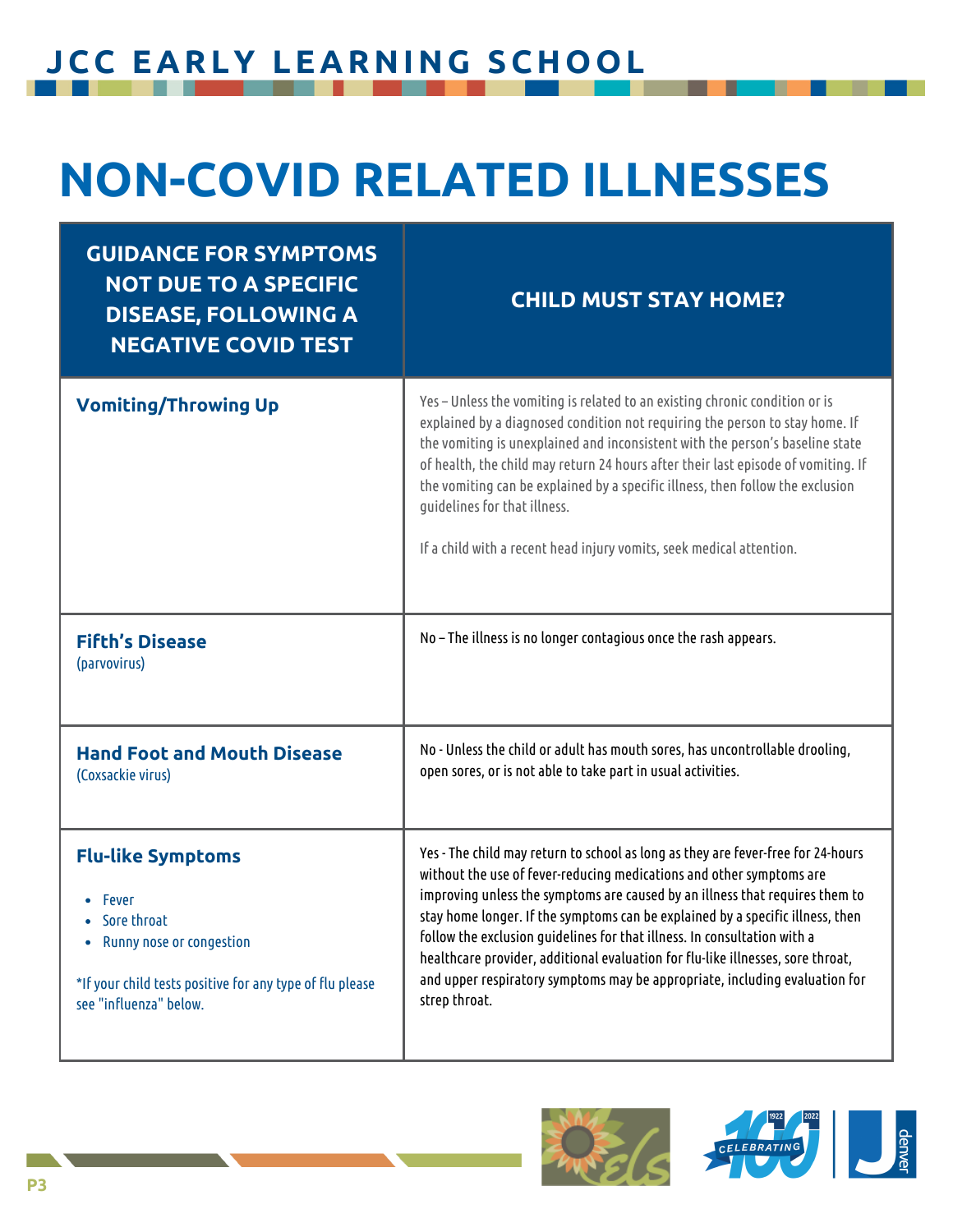# JCC EARLY LEARNING SCHOOL

# NON-COVID RELATED ILLNESSES

| GUIDANCE FOR SYMPTOMS NOT DUE TO A SPECIFIC DISEASE, FOLLOWING A NEGATIVE COVID TEST | CHILD MUST STAY HOME? |
|---|---|
| **Vomiting/Throwing Up** | Yes – Unless the vomiting is related to an existing chronic condition or is explained by a diagnosed condition not requiring the person to stay home. If the vomiting is unexplained and inconsistent with the person's baseline state of health, the child may return 24 hours after their last episode of vomiting. If the vomiting can be explained by a specific illness, then follow the exclusion guidelines for that illness.<br><br>If a child with a recent head injury vomits, seek medical attention. |
| **Fifth's Disease** (parvovirus) | No – The illness is no longer contagious once the rash appears. |
| **Hand Foot and Mouth Disease** (Coxsackie virus) | No - Unless the child or adult has mouth sores, has uncontrollable drooling, open sores, or is not able to take part in usual activities. |
| **Flu-like Symptoms**<br>• Fever<br>• Sore throat<br>• Runny nose or congestion<br><br>*If your child tests positive for any type of flu please see "influenza" below. | Yes - The child may return to school as long as they are fever-free for 24-hours without the use of fever-reducing medications and other symptoms are improving unless the symptoms are caused by an illness that requires them to stay home longer. If the symptoms can be explained by a specific illness, then follow the exclusion guidelines for that illness. In consultation with a healthcare provider, additional evaluation for flu-like illnesses, sore throat, and upper respiratory symptoms may be appropriate, including evaluation for strep throat. |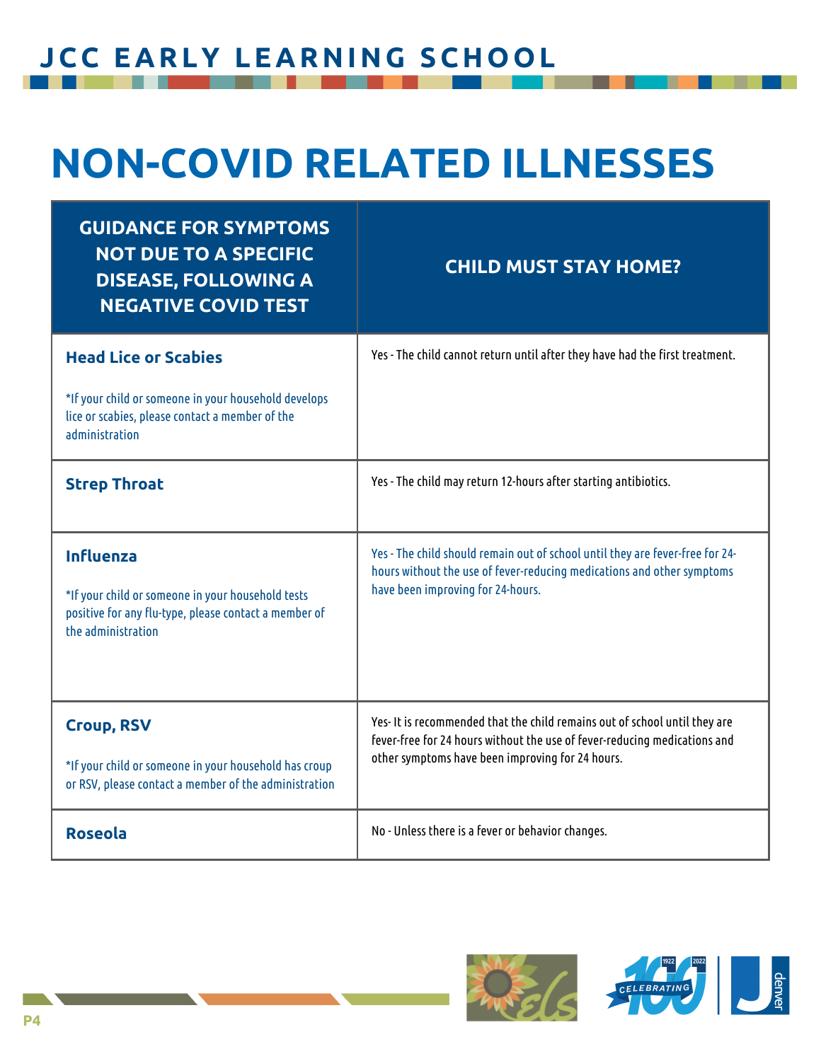# NON-COVID RELATED ILLNESSES

| GUIDANCE FOR SYMPTOMS NOT DUE TO A SPECIFIC DISEASE, FOLLOWING A NEGATIVE COVID TEST | CHILD MUST STAY HOME? |
|---|---|
| **Head Lice or Scabies**<br><br>*If your child or someone in your household develops lice or scabies, please contact a member of the administration | Yes - The child cannot return until after they have had the first treatment. |
| **Strep Throat** | Yes - The child may return 12-hours after starting antibiotics. |
| **Influenza**<br><br>*If your child or someone in your household tests positive for any flu-type, please contact a member of the administration | Yes - The child should remain out of school until they are fever-free for 24-hours without the use of fever-reducing medications and other symptoms have been improving for 24-hours. |
| **Croup, RSV**<br><br>*If your child or someone in your household has croup or RSV, please contact a member of the administration | Yes- It is recommended that the child remains out of school until they are fever-free for 24 hours without the use of fever-reducing medications and other symptoms have been improving for 24 hours. |
| **Roseola** | No - Unless there is a fever or behavior changes. |